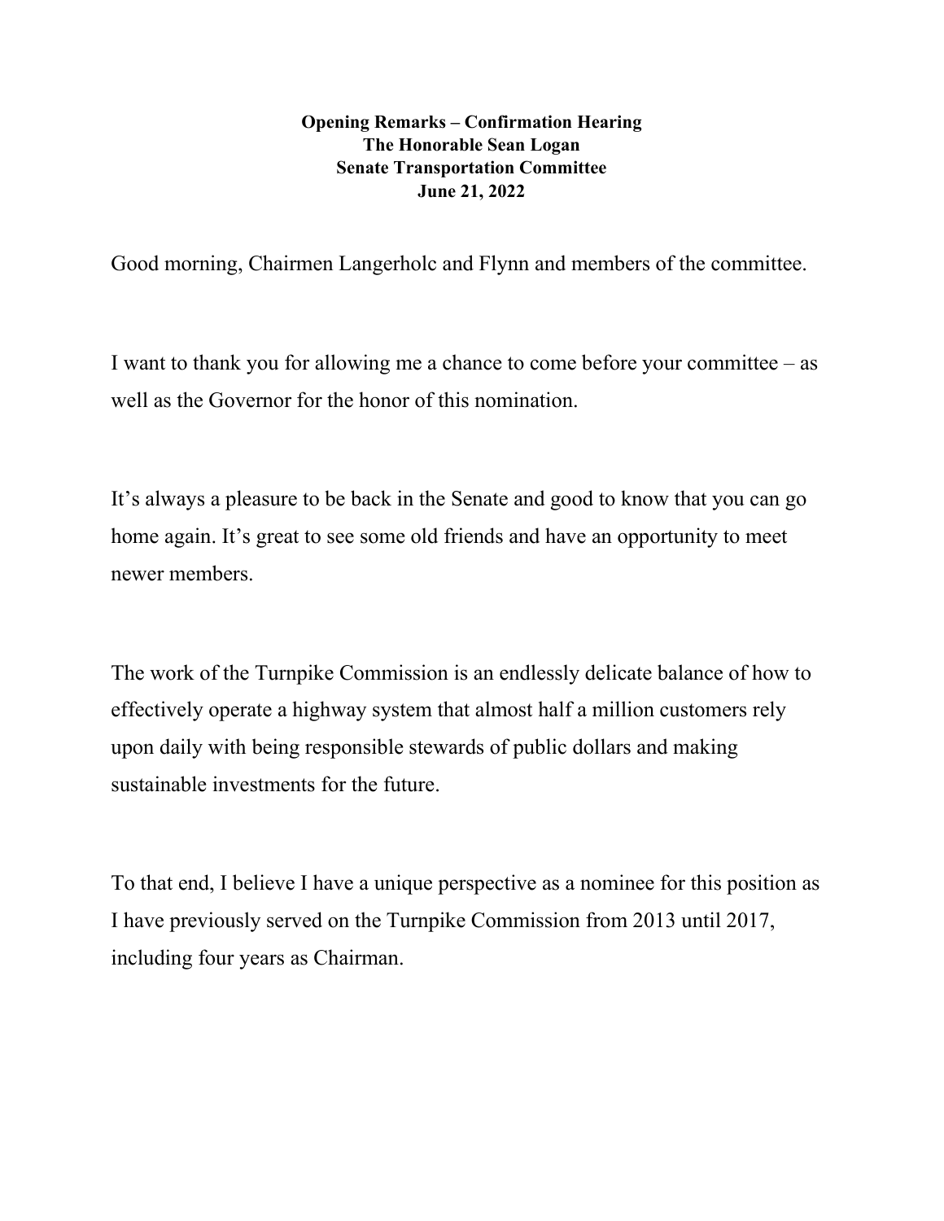**Opening Remarks – Confirmation Hearing**
**The Honorable Sean Logan**
**Senate Transportation Committee**
**June 21, 2022**

Good morning, Chairmen Langerholc and Flynn and members of the committee.

I want to thank you for allowing me a chance to come before your committee – as well as the Governor for the honor of this nomination.

It's always a pleasure to be back in the Senate and good to know that you can go home again. It's great to see some old friends and have an opportunity to meet newer members.

The work of the Turnpike Commission is an endlessly delicate balance of how to effectively operate a highway system that almost half a million customers rely upon daily with being responsible stewards of public dollars and making sustainable investments for the future.

To that end, I believe I have a unique perspective as a nominee for this position as I have previously served on the Turnpike Commission from 2013 until 2017, including four years as Chairman.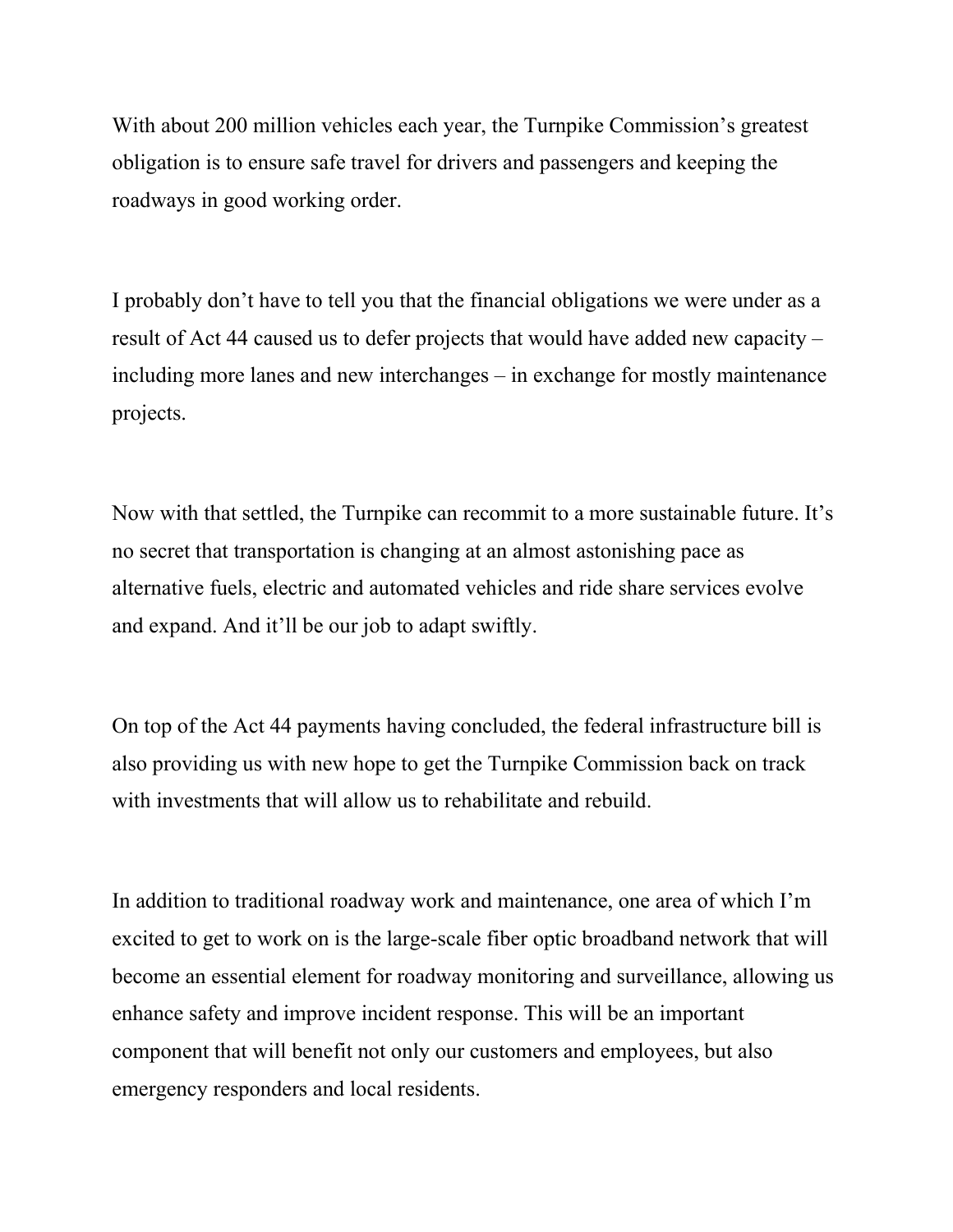With about 200 million vehicles each year, the Turnpike Commission's greatest obligation is to ensure safe travel for drivers and passengers and keeping the roadways in good working order.

I probably don't have to tell you that the financial obligations we were under as a result of Act 44 caused us to defer projects that would have added new capacity – including more lanes and new interchanges – in exchange for mostly maintenance projects.

Now with that settled, the Turnpike can recommit to a more sustainable future. It's no secret that transportation is changing at an almost astonishing pace as alternative fuels, electric and automated vehicles and ride share services evolve and expand. And it'll be our job to adapt swiftly.

On top of the Act 44 payments having concluded, the federal infrastructure bill is also providing us with new hope to get the Turnpike Commission back on track with investments that will allow us to rehabilitate and rebuild.

In addition to traditional roadway work and maintenance, one area of which I'm excited to get to work on is the large-scale fiber optic broadband network that will become an essential element for roadway monitoring and surveillance, allowing us enhance safety and improve incident response. This will be an important component that will benefit not only our customers and employees, but also emergency responders and local residents.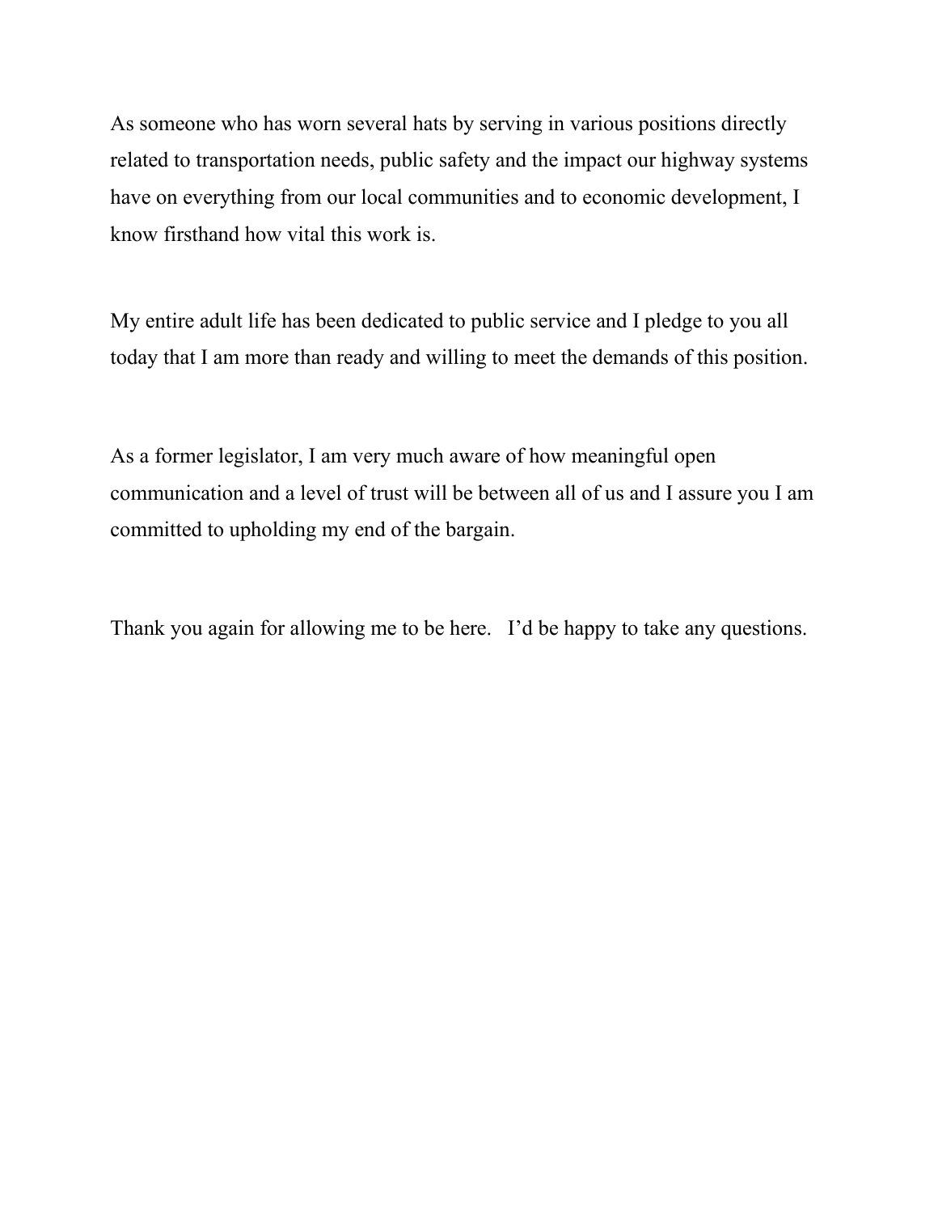As someone who has worn several hats by serving in various positions directly related to transportation needs, public safety and the impact our highway systems have on everything from our local communities and to economic development, I know firsthand how vital this work is.

My entire adult life has been dedicated to public service and I pledge to you all today that I am more than ready and willing to meet the demands of this position.

As a former legislator, I am very much aware of how meaningful open communication and a level of trust will be between all of us and I assure you I am committed to upholding my end of the bargain.

Thank you again for allowing me to be here. I'd be happy to take any questions.